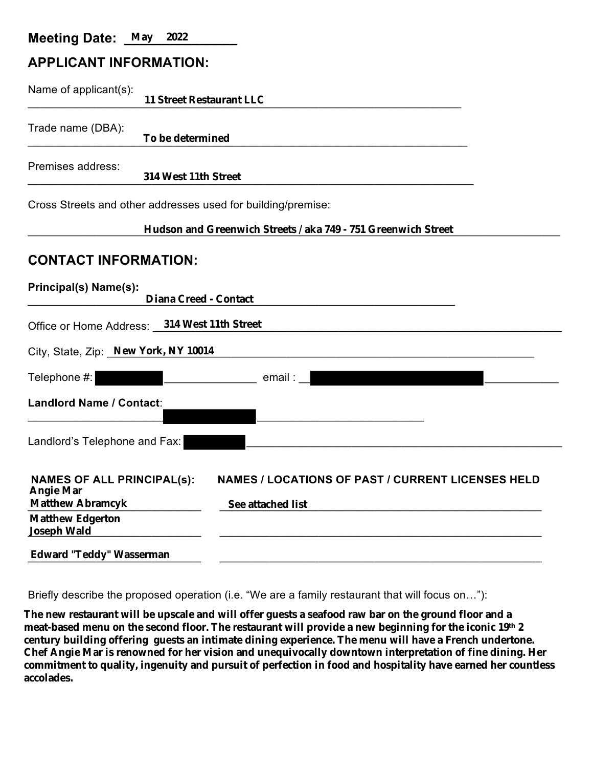**Meeting Date:** May 2022

## APPLICANT INFORMATION:

Name of applicant(s): 11 Street Restaurant LLC

Trade name (DBA): To be determined

Premises address: 314 West 11th Street

Cross Streets and other addresses used for building/premise:

Hudson and Greenwich Streets / aka 749 - 751 Greenwich Street

## CONTACT INFORMATION:

**Principal(s) Name(s):** Diana Creed - Contact

Office or Home Address: 314 West 11th Street

City, State, Zip: New York, NY 10014

Telephone #: ██████ email : ██████

**Landlord Name / Contact**: ██████

Landlord's Telephone and Fax: ██████

| NAMES OF ALL PRINCIPAL(s): | NAMES / LOCATIONS OF PAST / CURRENT LICENSES HELD |
|---|---|
| Angie Mar | |
| Matthew Abramcyk | See attached list |
| Matthew Edgerton | |
| Joseph Wald | |
| Edward "Teddy" Wasserman | |

Briefly describe the proposed operation (i.e. "We are a family restaurant that will focus on…"):

**The new restaurant will be upscale and will offer guests a seafood raw bar on the ground floor and a meat-based menu on the second floor. The restaurant will provide a new beginning for the iconic 19th century building offering guests an intimate dining experience. The menu will have a French undertone. Chef Angie Mar is renowned for her vision and unequivocally downtown interpretation of fine dining. Her commitment to quality, ingenuity and pursuit of perfection in food and hospitality have earned her countless accolades.**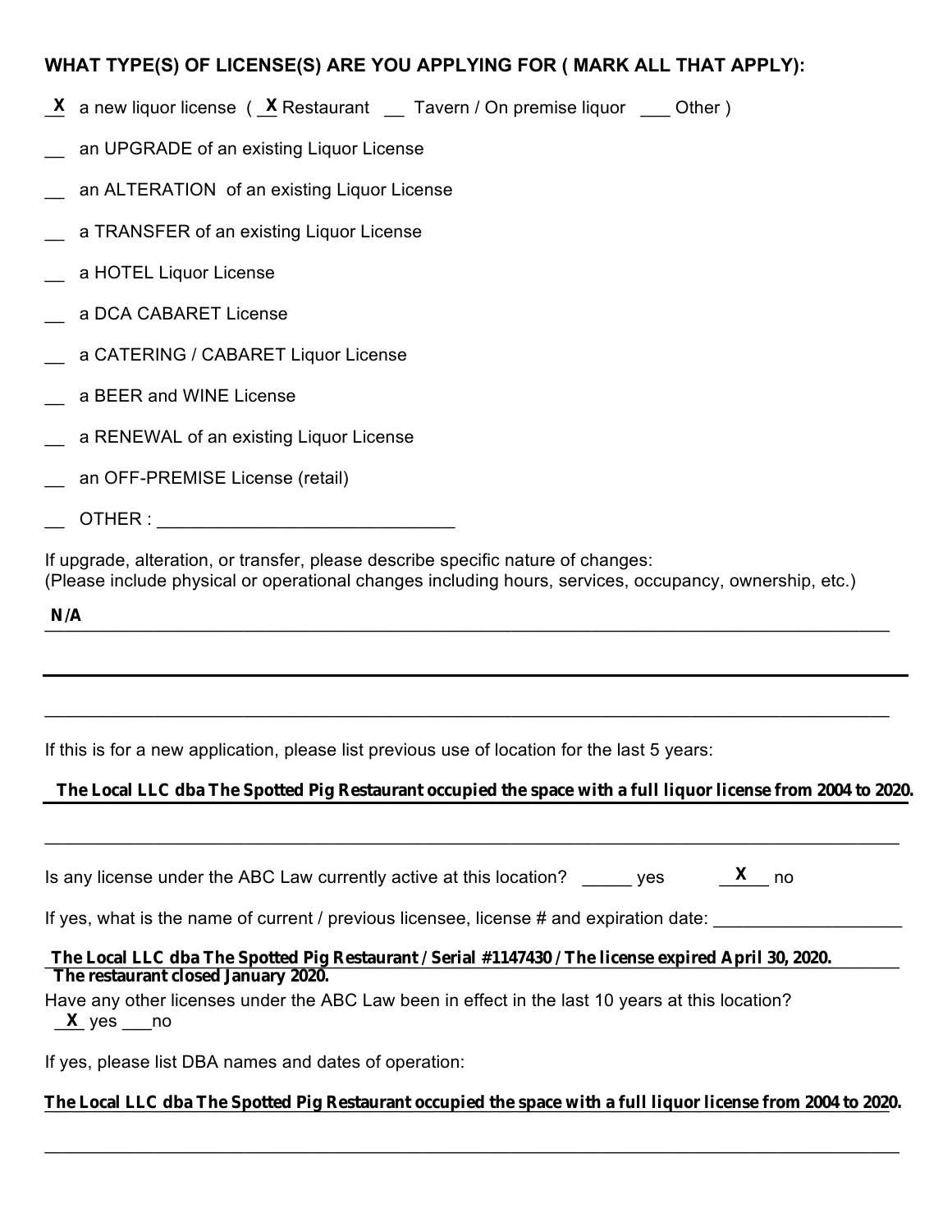**WHAT TYPE(S) OF LICENSE(S) ARE YOU APPLYING FOR ( MARK ALL THAT APPLY):**

_X_ a new liquor license ( _X_ Restaurant __ Tavern / On premise liquor ___ Other )

__ an UPGRADE of an existing Liquor License

__ an ALTERATION of an existing Liquor License

__ a TRANSFER of an existing Liquor License

__ a HOTEL Liquor License

__ a DCA CABARET License

__ a CATERING / CABARET Liquor License

__ a BEER and WINE License

__ a RENEWAL of an existing Liquor License

__ an OFF-PREMISE License (retail)

__ OTHER : ______________________________

If upgrade, alteration, or transfer, please describe specific nature of changes:
(Please include physical or operational changes including hours, services, occupancy, ownership, etc.)

**N/A**

If this is for a new application, please list previous use of location for the last 5 years:

**The Local LLC dba The Spotted Pig Restaurant occupied the space with a full liquor license from 2004 to 2020.**

Is any license under the ABC Law currently active at this location? _____ yes _X_ no

If yes, what is the name of current / previous licensee, license # and expiration date:

**The Local LLC dba The Spotted Pig Restaurant / Serial #1147430 / The license expired April 30, 2020. The restaurant closed January 2020.**

Have any other licenses under the ABC Law been in effect in the last 10 years at this location?
_X_ yes ___no

If yes, please list DBA names and dates of operation:

**The Local LLC dba The Spotted Pig Restaurant occupied the space with a full liquor license from 2004 to 2020.**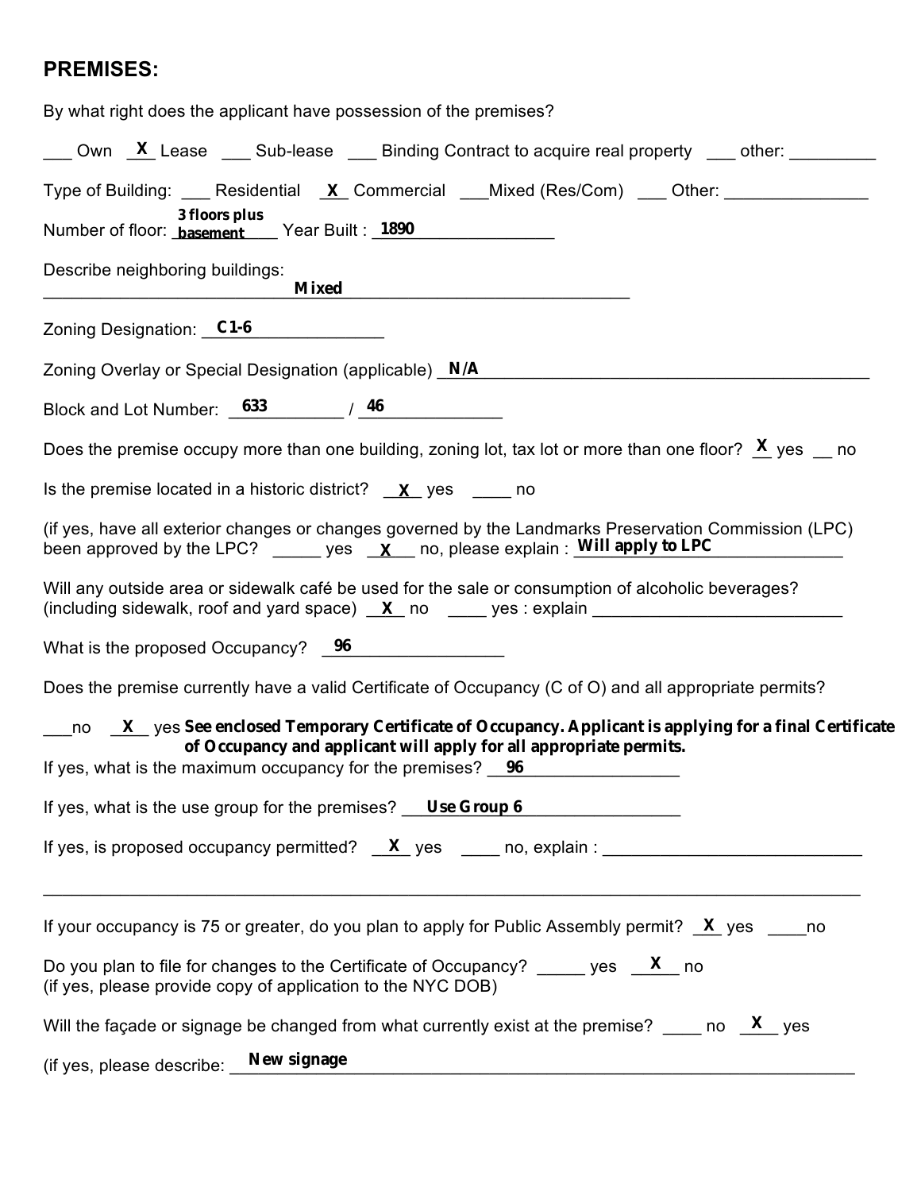## PREMISES:

By what right does the applicant have possession of the premises?

___ Own _X_ Lease ___ Sub-lease ___ Binding Contract to acquire real property ___ other: _________

Type of Building: ___ Residential _X_ Commercial ___Mixed (Res/Com) ___ Other: _______________

Number of floor: **3 floors plus basement** Year Built : **1890**

Describe neighboring buildings:
**Mixed**

Zoning Designation: **C1-6**

Zoning Overlay or Special Designation (applicable) **N/A**

Block and Lot Number: **633** / **46**

Does the premise occupy more than one building, zoning lot, tax lot or more than one floor? _X_ yes __ no

Is the premise located in a historic district? _X_ yes ____ no

(if yes, have all exterior changes or changes governed by the Landmarks Preservation Commission (LPC) been approved by the LPC? _____ yes _X_ no, please explain : **Will apply to LPC**

Will any outside area or sidewalk café be used for the sale or consumption of alcoholic beverages? (including sidewalk, roof and yard space) _X_ no ____ yes : explain ___________________________

What is the proposed Occupancy? **96**

Does the premise currently have a valid Certificate of Occupancy (C of O) and all appropriate permits?

___no _X_ yes **See enclosed Temporary Certificate of Occupancy. Applicant is applying for a final Certificate of Occupancy and applicant will apply for all appropriate permits.**

If yes, what is the maximum occupancy for the premises? **96**

If yes, what is the use group for the premises? **Use Group 6**

If yes, is proposed occupancy permitted? _X_ yes ____ no, explain : ___________________________

If your occupancy is 75 or greater, do you plan to apply for Public Assembly permit? _X_ yes ____no

Do you plan to file for changes to the Certificate of Occupancy? _____ yes _X_ no
(if yes, please provide copy of application to the NYC DOB)

Will the façade or signage be changed from what currently exist at the premise? ____ no _X_ yes

(if yes, please describe: **New signage**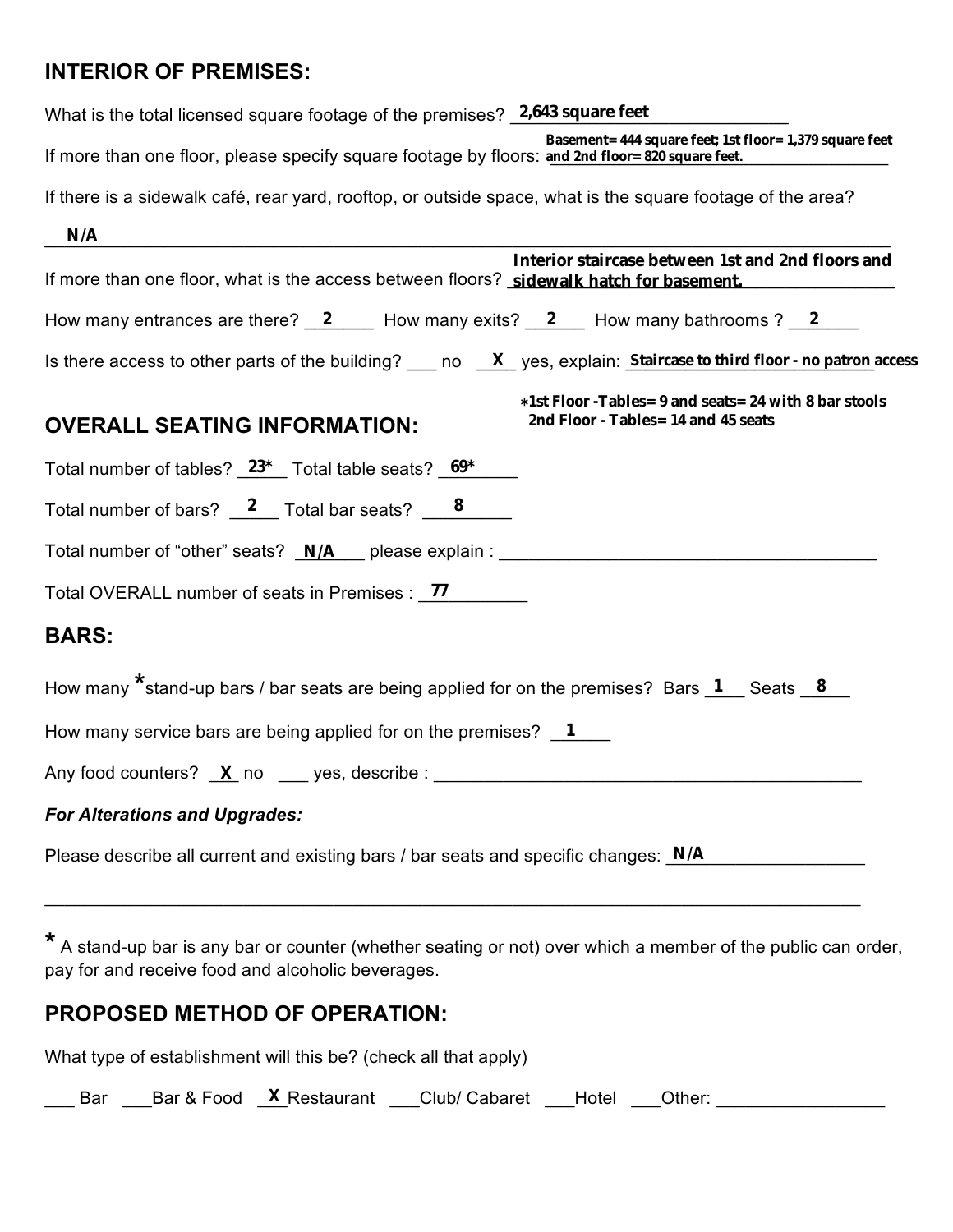## INTERIOR OF PREMISES:

What is the total licensed square footage of the premises? **2,643 square feet**

If more than one floor, please specify square footage by floors: **Basement= 444 square feet; 1st floor= 1,379 square feet and 2nd floor= 820 square feet.**

If there is a sidewalk café, rear yard, rooftop, or outside space, what is the square footage of the area?

**N/A**

If more than one floor, what is the access between floors? **Interior staircase between 1st and 2nd floors and sidewalk hatch for basement.**

How many entrances are there? **2** How many exits? **2** How many bathrooms ? **2**

Is there access to other parts of the building? ___ no **X** yes, explain: **Staircase to third floor - no patron access**

## OVERALL SEATING INFORMATION:

**∗1st Floor -Tables= 9 and seats= 24 with 8 bar stools**
**2nd Floor - Tables= 14 and 45 seats**

Total number of tables? **23*** Total table seats? **69***

Total number of bars? **2** Total bar seats? **8**

Total number of "other" seats? **N/A** please explain : ____________________

Total OVERALL number of seats in Premises : **77**

## BARS:

How many *stand-up bars / bar seats are being applied for on the premises? Bars **1** Seats **8**

How many service bars are being applied for on the premises? **1**

Any food counters? **X** no ___ yes, describe : ____________________

***For Alterations and Upgrades:***

Please describe all current and existing bars / bar seats and specific changes: **N/A**

* A stand-up bar is any bar or counter (whether seating or not) over which a member of the public can order, pay for and receive food and alcoholic beverages.

## PROPOSED METHOD OF OPERATION:

What type of establishment will this be? (check all that apply)

___ Bar ___Bar & Food **X** Restaurant ___Club/ Cabaret ___Hotel ___Other: ____________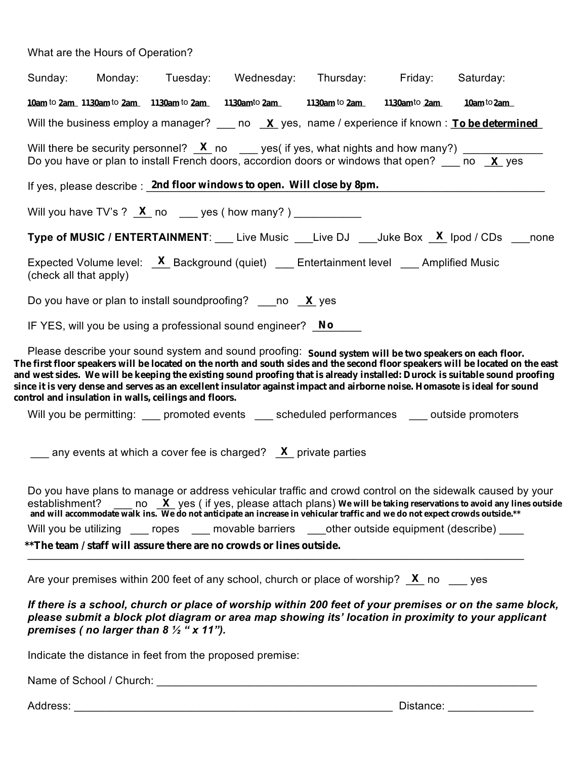What are the Hours of Operation?

| Sunday: | Monday: | Tuesday: | Wednesday: | Thursday: | Friday: | Saturday: |
|---|---|---|---|---|---|---|
| 10am to 2am | 1130am to 2am | 1130am to 2am | 1130am to 2am | 1130am to 2am | 1130am to 2am | 10am to 2am |

Will the business employ a manager? ___ no _X_ yes, name / experience if known : **To be determined**

Will there be security personnel? _X_ no ___ yes( if yes, what nights and how many?) ____________

Do you have or plan to install French doors, accordion doors or windows that open? ___ no _X_ yes

If yes, please describe : **2nd floor windows to open. Will close by 8pm.**

Will you have TV's ? _X_ no ___ yes ( how many? ) ___________

**Type of MUSIC / ENTERTAINMENT**: ___ Live Music ___Live DJ ___Juke Box _X_ Ipod / CDs ___none

Expected Volume level: _X_ Background (quiet) ___ Entertainment level ___ Amplified Music (check all that apply)

Do you have or plan to install soundproofing? ___no _X_ yes

IF YES, will you be using a professional sound engineer? **No**

Please describe your sound system and sound proofing: **Sound system will be two speakers on each floor. The first floor speakers will be located on the north and south sides and the second floor speakers will be located on the east and west sides. We will be keeping the existing sound proofing that is already installed: Durock is suitable sound proofing since it is very dense and serves as an excellent insulator against impact and airborne noise. Homasote is ideal for sound control and insulation in walls, ceilings and floors.**

Will you be permitting: ___ promoted events ___ scheduled performances ___ outside promoters

___ any events at which a cover fee is charged? _X_ private parties

Do you have plans to manage or address vehicular traffic and crowd control on the sidewalk caused by your establishment? ___ no _X_ yes ( if yes, please attach plans) **We will be taking reservations to avoid any lines outside and will accommodate walk ins. We do not anticipate an increase in vehicular traffic and we do not expect crowds outside.****

Will you be utilizing ___ ropes ___ movable barriers ___other outside equipment (describe) ____

****The team / staff will assure there are no crowds or lines outside.**

Are your premises within 200 feet of any school, church or place of worship? _X_ no ___ yes

***If there is a school, church or place of worship within 200 feet of your premises or on the same block, please submit a block plot diagram or area map showing its' location in proximity to your applicant premises ( no larger than 8 ½ " x 11").***

Indicate the distance in feet from the proposed premise:

Name of School / Church: ____________________________________________

Address: ____________________________________________ Distance: ______________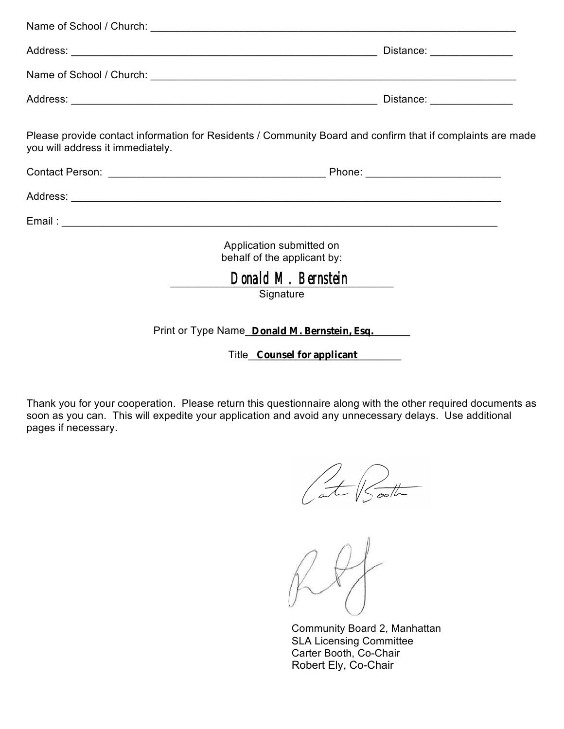Name of School / Church: ______________________________________________

Address: ______________________________________ Distance: ____________

Name of School / Church: ______________________________________________

Address: ______________________________________ Distance: ____________

Please provide contact information for Residents / Community Board and confirm that if complaints are made you will address it immediately.

Contact Person: ___________________________ Phone: ____________________

Address: _____________________________________________________________

Email : ______________________________________________________________

Application submitted on
behalf of the applicant by:

Donald M. Bernstein
Signature

Print or Type Name **Donald M. Bernstein, Esq.**

Title **Counsel for applicant**

Thank you for your cooperation. Please return this questionnaire along with the other required documents as soon as you can. This will expedite your application and avoid any unnecessary delays. Use additional pages if necessary.

Community Board 2, Manhattan
SLA Licensing Committee
Carter Booth, Co-Chair
Robert Ely, Co-Chair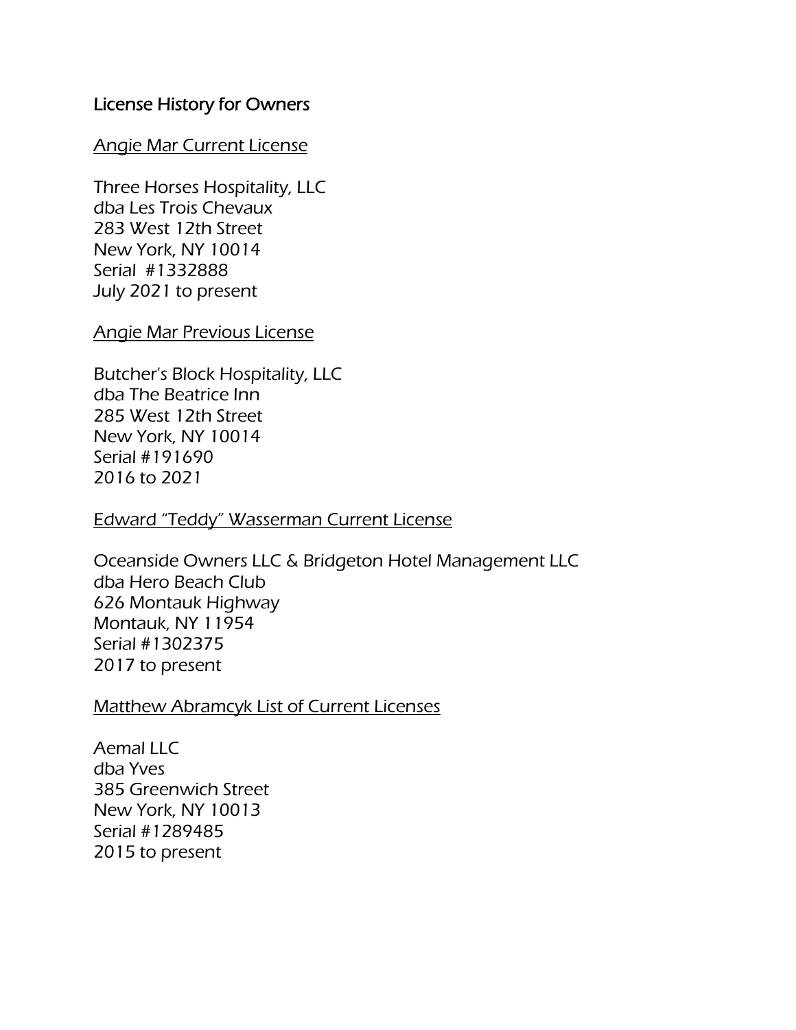## License History for Owners

<u>Angie Mar Current License</u>

Three Horses Hospitality, LLC
dba Les Trois Chevaux
283 West 12th Street
New York, NY 10014
Serial #1332888
July 2021 to present

<u>Angie Mar Previous License</u>

Butcher's Block Hospitality, LLC
dba The Beatrice Inn
285 West 12th Street
New York, NY 10014
Serial #191690
2016 to 2021

<u>Edward "Teddy" Wasserman Current License</u>

Oceanside Owners LLC & Bridgeton Hotel Management LLC
dba Hero Beach Club
626 Montauk Highway
Montauk, NY 11954
Serial #1302375
2017 to present

<u>Matthew Abramcyk List of Current Licenses</u>

Aemal LLC
dba Yves
385 Greenwich Street
New York, NY 10013
Serial #1289485
2015 to present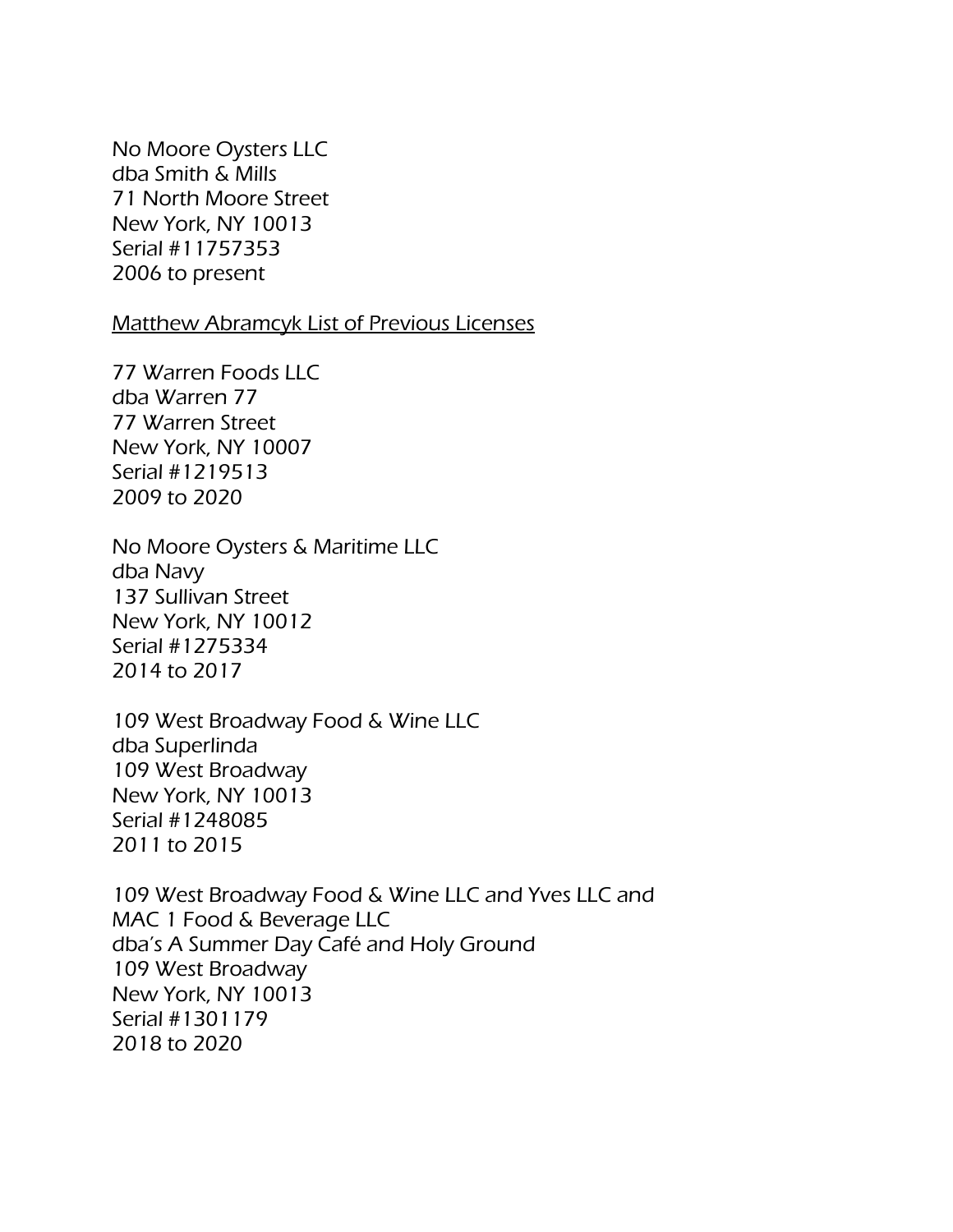No Moore Oysters LLC
dba Smith & Mills
71 North Moore Street
New York, NY 10013
Serial #11757353
2006 to present

<u>Matthew Abramcyk List of Previous Licenses</u>

77 Warren Foods LLC
dba Warren 77
77 Warren Street
New York, NY 10007
Serial #1219513
2009 to 2020

No Moore Oysters & Maritime LLC
dba Navy
137 Sullivan Street
New York, NY 10012
Serial #1275334
2014 to 2017

109 West Broadway Food & Wine LLC
dba Superlinda
109 West Broadway
New York, NY 10013
Serial #1248085
2011 to 2015

109 West Broadway Food & Wine LLC and Yves LLC and
MAC 1 Food & Beverage LLC
dba's A Summer Day Café and Holy Ground
109 West Broadway
New York, NY 10013
Serial #1301179
2018 to 2020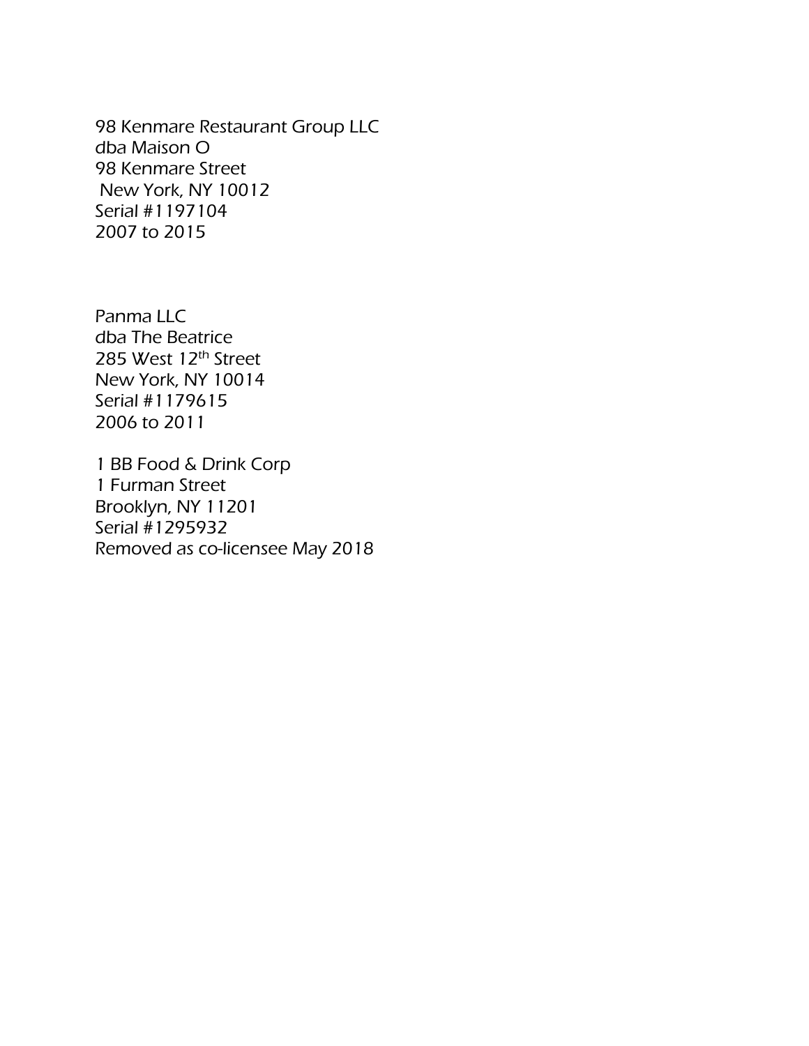98 Kenmare Restaurant Group LLC
dba Maison O
98 Kenmare Street
New York, NY 10012
Serial #1197104
2007 to 2015

Panma LLC
dba The Beatrice
285 West 12th Street
New York, NY 10014
Serial #1179615
2006 to 2011

1 BB Food & Drink Corp
1 Furman Street
Brooklyn, NY 11201
Serial #1295932
Removed as co-licensee May 2018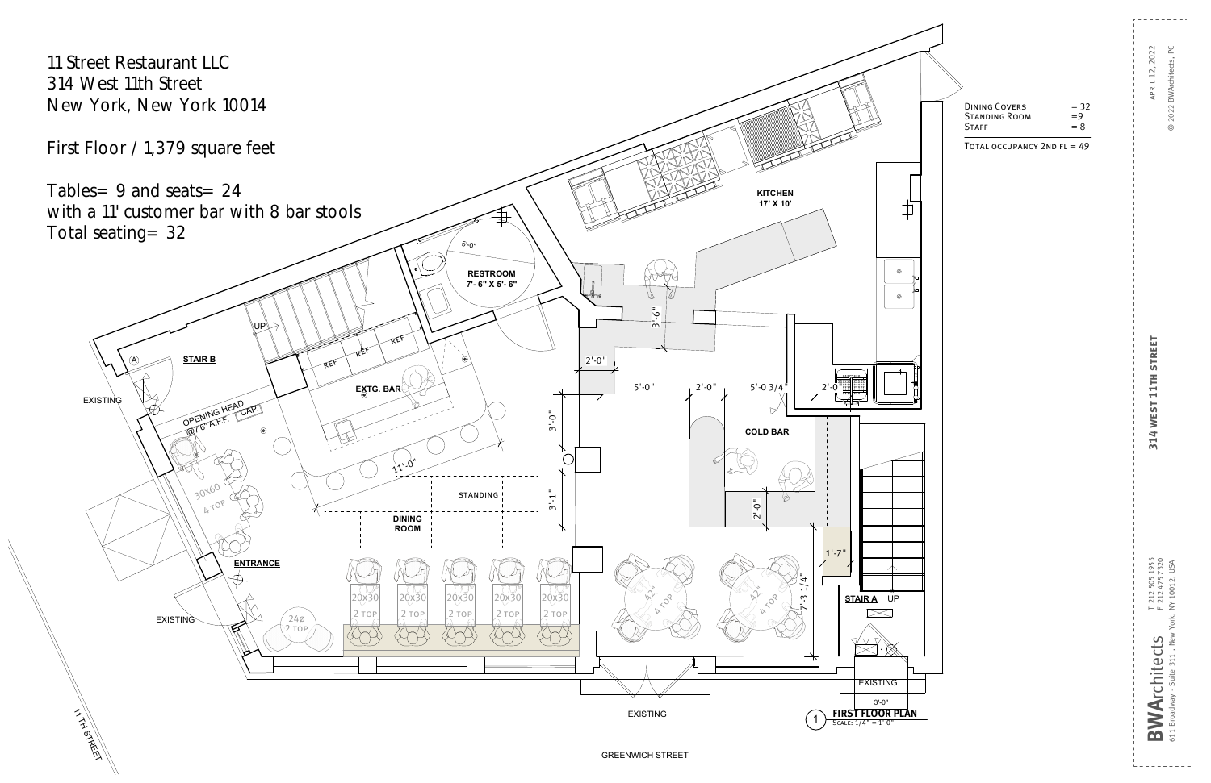11 Street Restaurant LLC
314 West 11th Street
New York, New York 10014

First Floor / 1,379 square feet

Tables= 9 and seats= 24
with a 11' customer bar with 8 bar stools
Total seating= 32

| | |
|---|---|
| Dining Covers | = 32 |
| Standing Room | =9 |
| Staff | = 8 |
| Total occupancy 2nd fl = 49 | |

KITCHEN
17' X 10'

RESTROOM
7'- 6" X 5'- 6"

5'-0"

STAIR B

UP

REF REF REF

EXTG. BAR

OPENING HEAD @7'6" A.F.F. CAP.

EXISTING

30x60 4 TOP

11'-0"

STANDING

DINING ROOM

ENTRANCE

EXISTING

24ø 2 TOP

20x30 2 TOP

20x30 2 TOP

20x30 2 TOP

20x30 2 TOP

20x30 2 TOP

42" 4 TOP

42" 4 TOP

COLD BAR

3'-6"

2'-0"

5'-0"

2'-0"

5'-0 3/4"

2'-0"

3'-0"

3'-1"

2'-0"

1'-7"

7'-3 1/4"

STAIR A UP

EXISTING

3'-0"

EXISTING

1 FIRST FLOOR PLAN
SCALE: 1/4" = 1'-0"

GREENWICH STREET

11TH STREET

APRIL 12, 2022
© 2022 BWArchitects, PC

314 WEST 11TH STREET

BWArchitects
611 Broadway - Suite 311 , New York, NY 10012, USA
T 212 505 1955
F 212 475 7320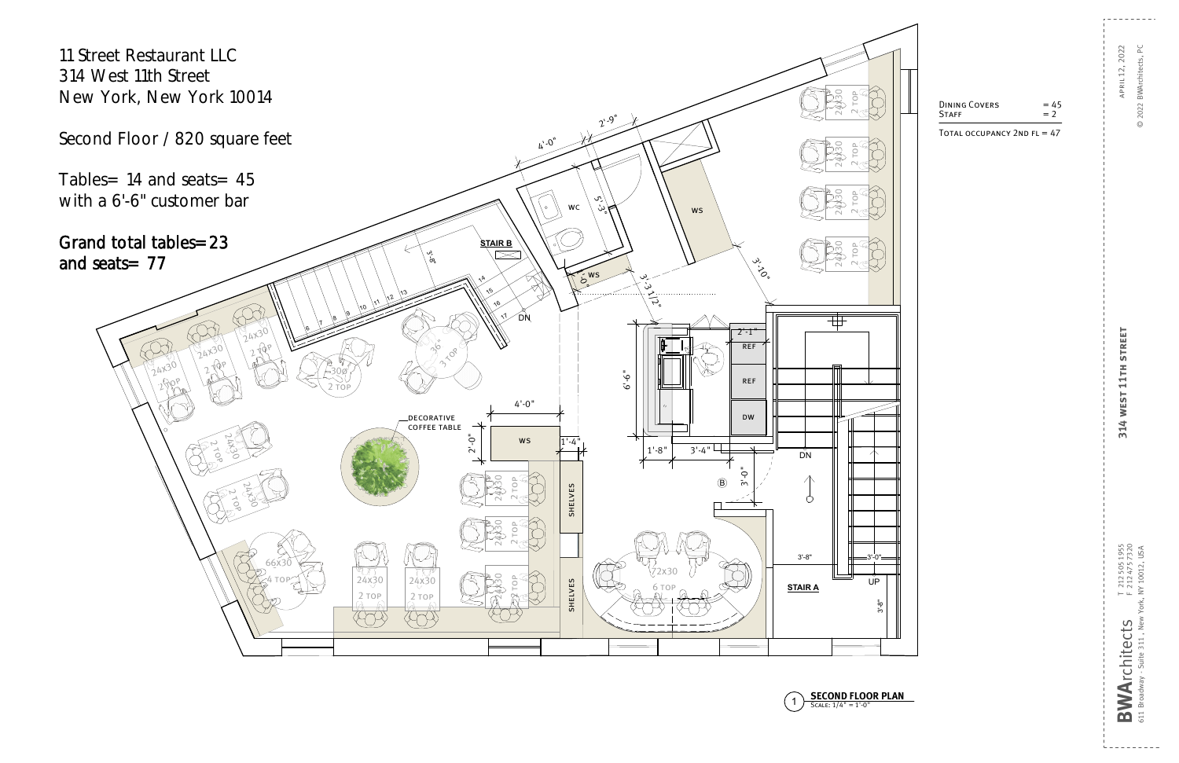11 Street Restaurant LLC
314 West 11th Street
New York, New York 10014

Second Floor / 820 square feet

Tables= 14 and seats= 45
with a 6'-6" customer bar

**Grand total tables=23**
**and seats= 77**

| | |
|---|---|
| DINING COVERS | = 45 |
| STAFF | = 2 |
| TOTAL OCCUPANCY 2ND FL = 47 | |

WC
WS
STAIR B
DN
WS
REF
REF
DW
DN
UP
STAIR A
DECORATIVE COFFEE TABLE
SHELVES
SHELVES
24x30 2 TOP
36" 3 TOP
30" 2 TOP
66x30 4 TOP
72x30 6 TOP

4'-0" 2'-9" 5'-3" 3'-10" 2'-0" 3'-3 1/2" 3'-8" 6'-6" 2'-1" 4'-0" 2'-0" 1'-4" 1'-8" 3'-4" 3'-0" 3'-8" 3'-0" 3'-8"

1 **SECOND FLOOR PLAN**
SCALE: 1/4" = 1'-0"

**314 WEST 11TH STREET**

APRIL 12, 2022
© 2022 BWArchitects, PC

**BWA**rchitects
611 Broadway - Suite 311, New York, NY 10012, USA
T 212 505 1955
F 212 475 7320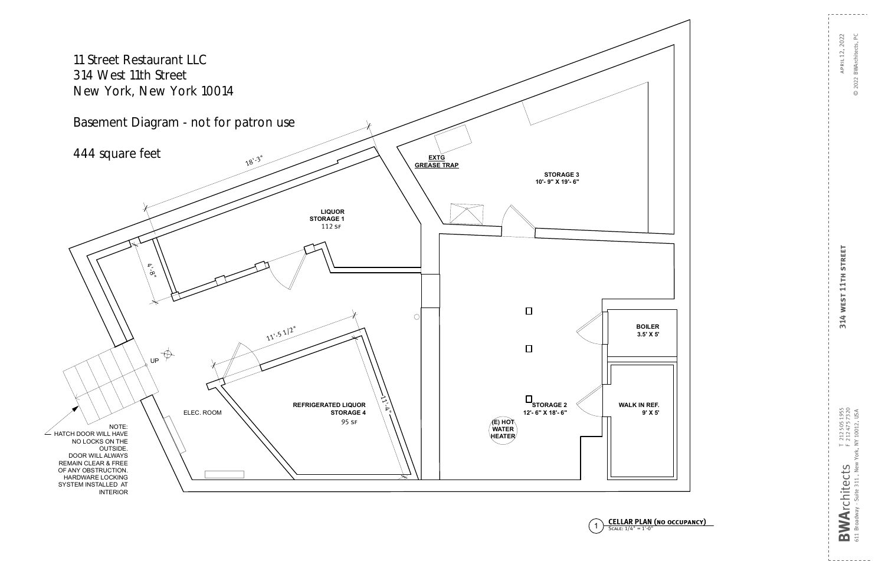11 Street Restaurant LLC
314 West 11th Street
New York, New York 10014

Basement Diagram - not for patron use

444 square feet

18'-3"

4'-8"

LIQUOR
STORAGE 1
112 SF

EXTG
GREASE TRAP

STORAGE 3
10'- 9" X 19'- 6"

11'-5 1/2"

UP

11'-4"

BOILER
3.5' X 5'

ELEC. ROOM

REFRIGERATED LIQUOR
STORAGE 4
95 SF

STORAGE 2
12'- 6" X 18'- 6"

(E) HOT
WATER
HEATER

WALK IN REF.
9' X 5'

NOTE:
HATCH DOOR WILL HAVE NO LOCKS ON THE OUTSIDE.
DOOR WILL ALWAYS REMAIN CLEAR & FREE OF ANY OBSTRUCTION.
HARDWARE LOCKING SYSTEM INSTALLED AT INTERIOR

1 CELLAR PLAN (NO OCCUPANCY)
SCALE: 1/4" = 1'-0"

APRIL 12, 2022
© 2022 BWArchitects, PC

314 WEST 11TH STREET

BWArchitects
611 Broadway - Suite 311 , New York, NY 10012, USA
T 212 505 1955
F 212 475 7320